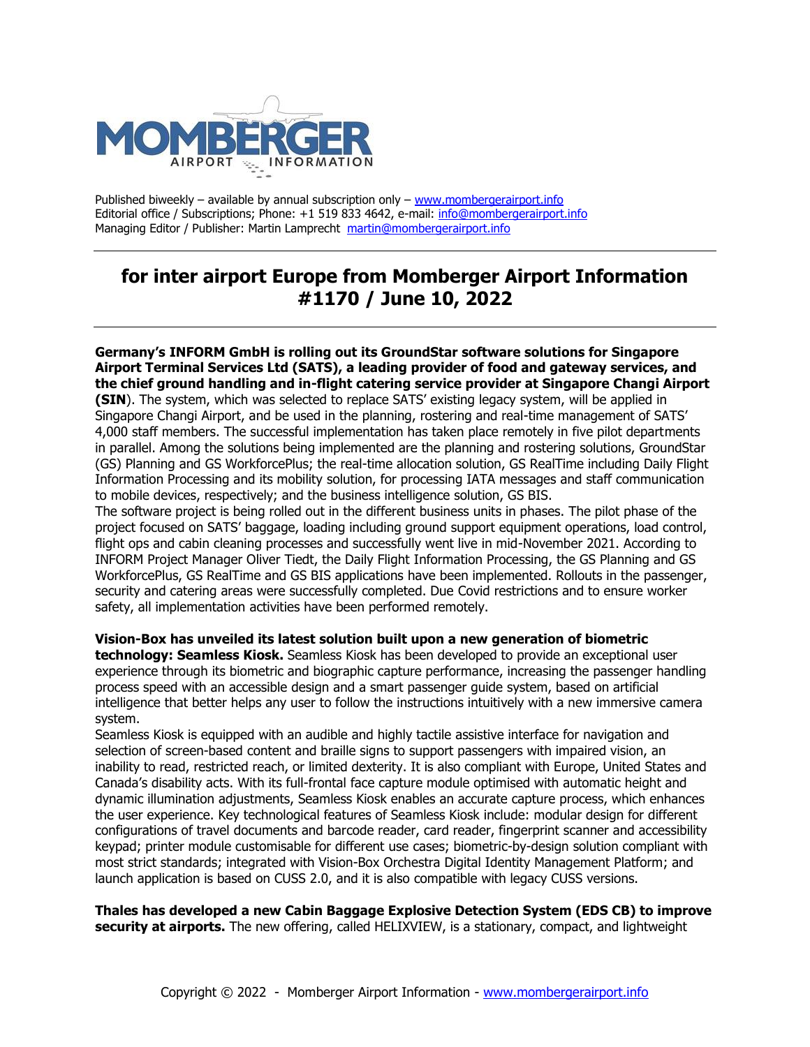MOMBERGER AIRPORT INFORMATION

Published biweekly – available by annual subscription only – www.mombergerairport.info
Editorial office / Subscriptions; Phone: +1 519 833 4642, e-mail: info@mombergerairport.info
Managing Editor / Publisher: Martin Lamprecht martin@mombergerairport.info

---

# for inter airport Europe from Momberger Airport Information #1170 / June 10, 2022

---

**Germany's INFORM GmbH is rolling out its GroundStar software solutions for Singapore Airport Terminal Services Ltd (SATS), a leading provider of food and gateway services, and the chief ground handling and in-flight catering service provider at Singapore Changi Airport (SIN**). The system, which was selected to replace SATS' existing legacy system, will be applied in Singapore Changi Airport, and be used in the planning, rostering and real-time management of SATS' 4,000 staff members. The successful implementation has taken place remotely in five pilot departments in parallel. Among the solutions being implemented are the planning and rostering solutions, GroundStar (GS) Planning and GS WorkforcePlus; the real-time allocation solution, GS RealTime including Daily Flight Information Processing and its mobility solution, for processing IATA messages and staff communication to mobile devices, respectively; and the business intelligence solution, GS BIS.
The software project is being rolled out in the different business units in phases. The pilot phase of the project focused on SATS' baggage, loading including ground support equipment operations, load control, flight ops and cabin cleaning processes and successfully went live in mid-November 2021. According to INFORM Project Manager Oliver Tiedt, the Daily Flight Information Processing, the GS Planning and GS WorkforcePlus, GS RealTime and GS BIS applications have been implemented. Rollouts in the passenger, security and catering areas were successfully completed. Due Covid restrictions and to ensure worker safety, all implementation activities have been performed remotely.

**Vision-Box has unveiled its latest solution built upon a new generation of biometric technology: Seamless Kiosk.** Seamless Kiosk has been developed to provide an exceptional user experience through its biometric and biographic capture performance, increasing the passenger handling process speed with an accessible design and a smart passenger guide system, based on artificial intelligence that better helps any user to follow the instructions intuitively with a new immersive camera system.
Seamless Kiosk is equipped with an audible and highly tactile assistive interface for navigation and selection of screen-based content and braille signs to support passengers with impaired vision, an inability to read, restricted reach, or limited dexterity. It is also compliant with Europe, United States and Canada's disability acts. With its full-frontal face capture module optimised with automatic height and dynamic illumination adjustments, Seamless Kiosk enables an accurate capture process, which enhances the user experience. Key technological features of Seamless Kiosk include: modular design for different configurations of travel documents and barcode reader, card reader, fingerprint scanner and accessibility keypad; printer module customisable for different use cases; biometric-by-design solution compliant with most strict standards; integrated with Vision-Box Orchestra Digital Identity Management Platform; and launch application is based on CUSS 2.0, and it is also compatible with legacy CUSS versions.

**Thales has developed a new Cabin Baggage Explosive Detection System (EDS CB) to improve security at airports.** The new offering, called HELIXVIEW, is a stationary, compact, and lightweight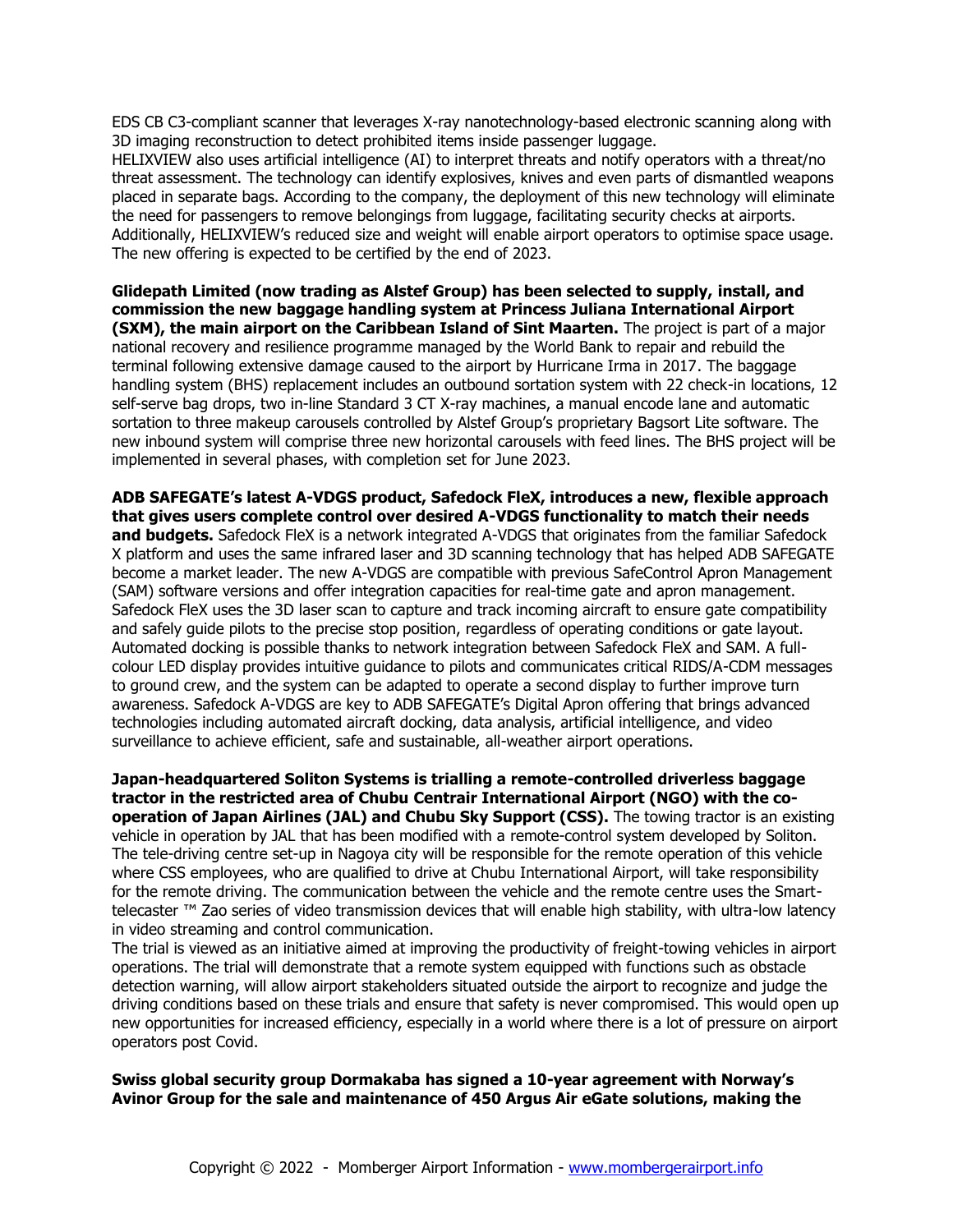EDS CB C3-compliant scanner that leverages X-ray nanotechnology-based electronic scanning along with 3D imaging reconstruction to detect prohibited items inside passenger luggage.
HELIXVIEW also uses artificial intelligence (AI) to interpret threats and notify operators with a threat/no threat assessment. The technology can identify explosives, knives and even parts of dismantled weapons placed in separate bags. According to the company, the deployment of this new technology will eliminate the need for passengers to remove belongings from luggage, facilitating security checks at airports. Additionally, HELIXVIEW's reduced size and weight will enable airport operators to optimise space usage. The new offering is expected to be certified by the end of 2023.

**Glidepath Limited (now trading as Alstef Group) has been selected to supply, install, and commission the new baggage handling system at Princess Juliana International Airport (SXM), the main airport on the Caribbean Island of Sint Maarten.** The project is part of a major national recovery and resilience programme managed by the World Bank to repair and rebuild the terminal following extensive damage caused to the airport by Hurricane Irma in 2017. The baggage handling system (BHS) replacement includes an outbound sortation system with 22 check-in locations, 12 self-serve bag drops, two in-line Standard 3 CT X-ray machines, a manual encode lane and automatic sortation to three makeup carousels controlled by Alstef Group's proprietary Bagsort Lite software. The new inbound system will comprise three new horizontal carousels with feed lines. The BHS project will be implemented in several phases, with completion set for June 2023.

**ADB SAFEGATE's latest A-VDGS product, Safedock FleX, introduces a new, flexible approach that gives users complete control over desired A-VDGS functionality to match their needs and budgets.** Safedock FleX is a network integrated A-VDGS that originates from the familiar Safedock X platform and uses the same infrared laser and 3D scanning technology that has helped ADB SAFEGATE become a market leader. The new A-VDGS are compatible with previous SafeControl Apron Management (SAM) software versions and offer integration capacities for real-time gate and apron management. Safedock FleX uses the 3D laser scan to capture and track incoming aircraft to ensure gate compatibility and safely guide pilots to the precise stop position, regardless of operating conditions or gate layout. Automated docking is possible thanks to network integration between Safedock FleX and SAM. A full-colour LED display provides intuitive guidance to pilots and communicates critical RIDS/A-CDM messages to ground crew, and the system can be adapted to operate a second display to further improve turn awareness. Safedock A-VDGS are key to ADB SAFEGATE's Digital Apron offering that brings advanced technologies including automated aircraft docking, data analysis, artificial intelligence, and video surveillance to achieve efficient, safe and sustainable, all-weather airport operations.

**Japan-headquartered Soliton Systems is trialling a remote-controlled driverless baggage tractor in the restricted area of Chubu Centrair International Airport (NGO) with the co-operation of Japan Airlines (JAL) and Chubu Sky Support (CSS).** The towing tractor is an existing vehicle in operation by JAL that has been modified with a remote-control system developed by Soliton. The tele-driving centre set-up in Nagoya city will be responsible for the remote operation of this vehicle where CSS employees, who are qualified to drive at Chubu International Airport, will take responsibility for the remote driving. The communication between the vehicle and the remote centre uses the Smart-telecaster ™ Zao series of video transmission devices that will enable high stability, with ultra-low latency in video streaming and control communication.
The trial is viewed as an initiative aimed at improving the productivity of freight-towing vehicles in airport operations. The trial will demonstrate that a remote system equipped with functions such as obstacle detection warning, will allow airport stakeholders situated outside the airport to recognize and judge the driving conditions based on these trials and ensure that safety is never compromised. This would open up new opportunities for increased efficiency, especially in a world where there is a lot of pressure on airport operators post Covid.

**Swiss global security group Dormakaba has signed a 10-year agreement with Norway's Avinor Group for the sale and maintenance of 450 Argus Air eGate solutions, making the**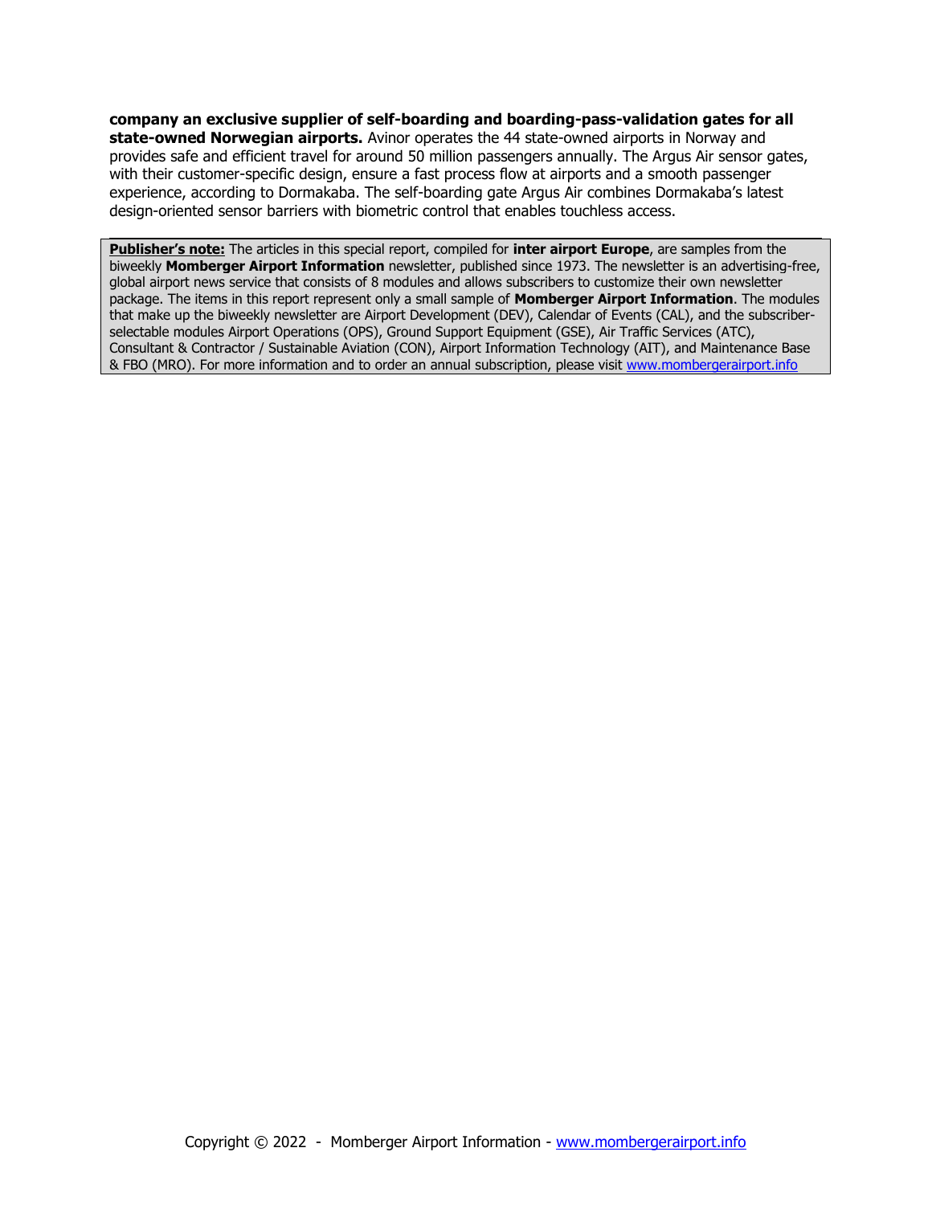**company an exclusive supplier of self-boarding and boarding-pass-validation gates for all state-owned Norwegian airports.** Avinor operates the 44 state-owned airports in Norway and provides safe and efficient travel for around 50 million passengers annually. The Argus Air sensor gates, with their customer-specific design, ensure a fast process flow at airports and a smooth passenger experience, according to Dormakaba. The self-boarding gate Argus Air combines Dormakaba's latest design-oriented sensor barriers with biometric control that enables touchless access.

**Publisher's note:** The articles in this special report, compiled for **inter airport Europe**, are samples from the biweekly **Momberger Airport Information** newsletter, published since 1973. The newsletter is an advertising-free, global airport news service that consists of 8 modules and allows subscribers to customize their own newsletter package. The items in this report represent only a small sample of **Momberger Airport Information**. The modules that make up the biweekly newsletter are Airport Development (DEV), Calendar of Events (CAL), and the subscriber-selectable modules Airport Operations (OPS), Ground Support Equipment (GSE), Air Traffic Services (ATC), Consultant & Contractor / Sustainable Aviation (CON), Airport Information Technology (AIT), and Maintenance Base & FBO (MRO). For more information and to order an annual subscription, please visit www.mombergerairport.info